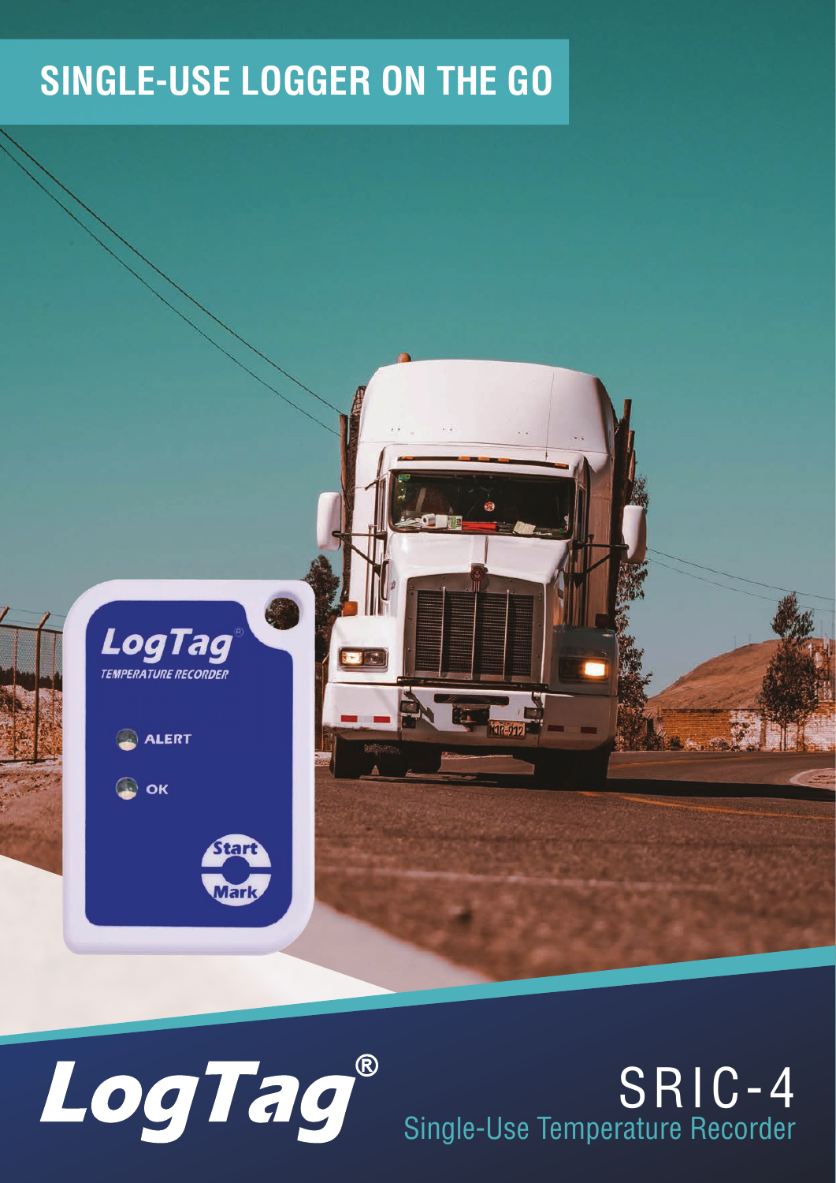# SINGLE-USE LOGGER ON THE GO

LogTag®

# SRIC-4

## Single-Use Temperature Recorder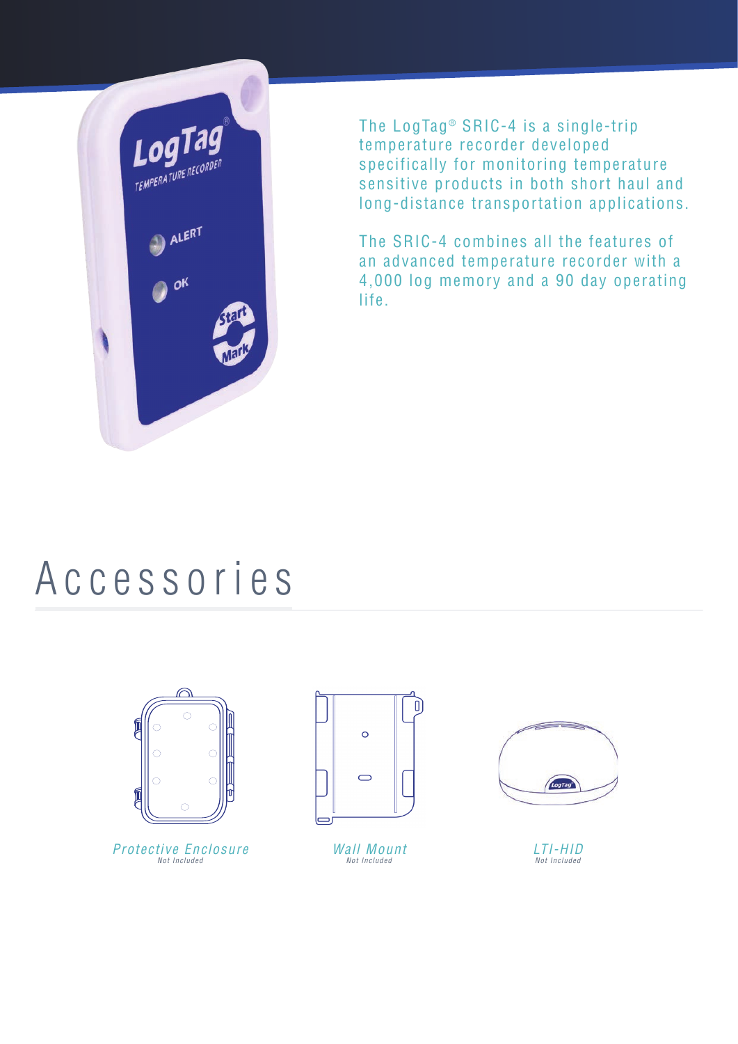The LogTag® SRIC-4 is a single-trip temperature recorder developed specifically for monitoring temperature sensitive products in both short haul and long-distance transportation applications.

The SRIC-4 combines all the features of an advanced temperature recorder with a 4,000 log memory and a 90 day operating life.

# Accessories

*Protective Enclosure*
*Not Included*

*Wall Mount*
*Not Included*

*LTI-HID*
*Not Included*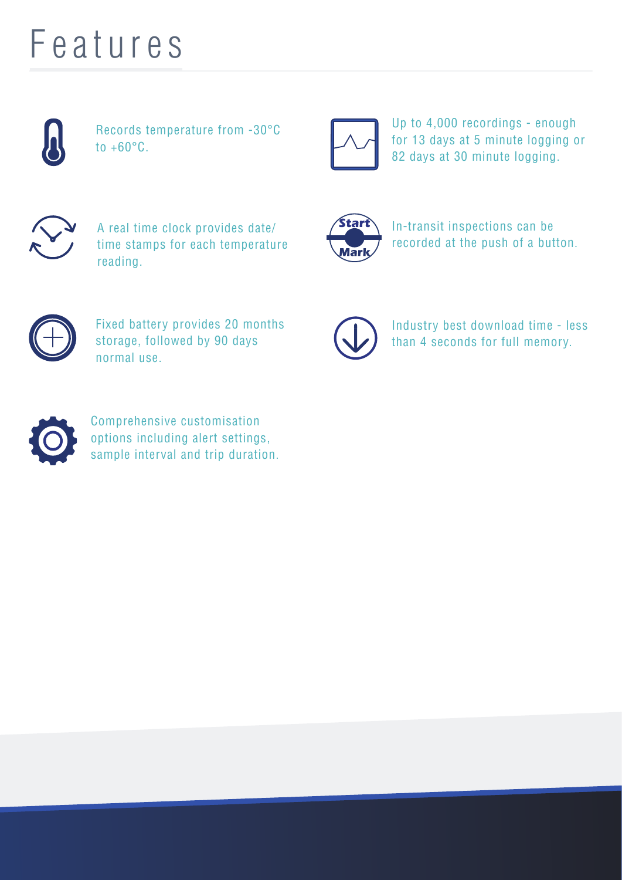# Features

Records temperature from -30°C to +60°C.

Up to 4,000 recordings - enough for 13 days at 5 minute logging or 82 days at 30 minute logging.

A real time clock provides date/ time stamps for each temperature reading.

In-transit inspections can be recorded at the push of a button.

Fixed battery provides 20 months storage, followed by 90 days normal use.

Industry best download time - less than 4 seconds for full memory.

Comprehensive customisation options including alert settings, sample interval and trip duration.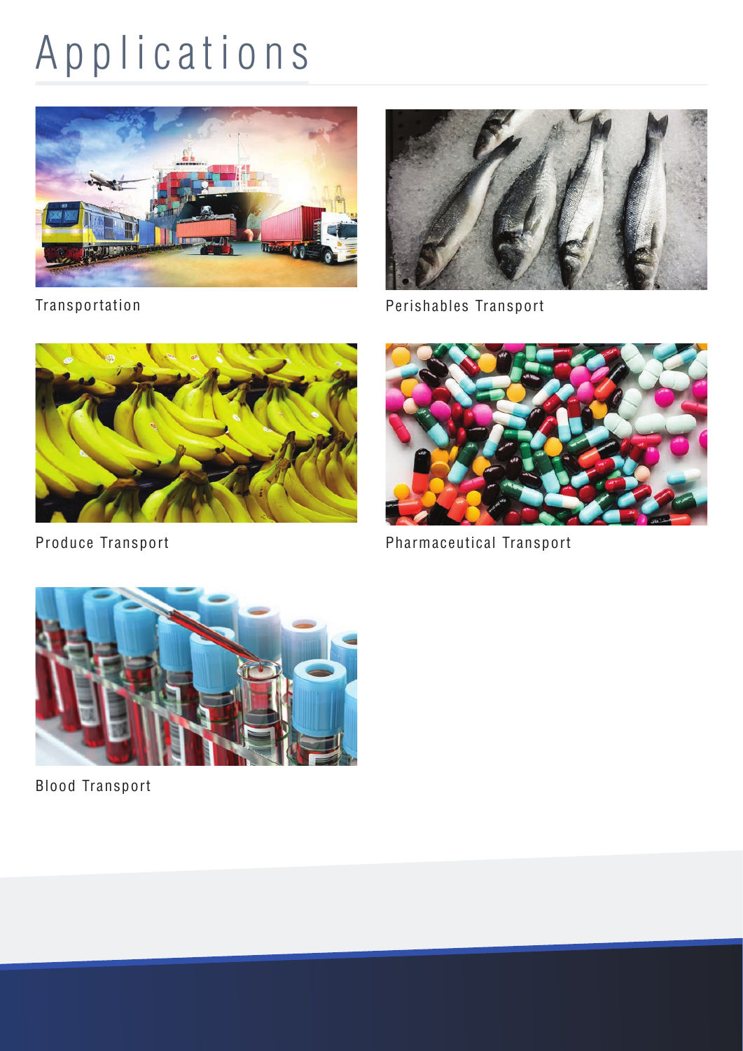# Applications

Transportation

Perishables Transport

Produce Transport

Pharmaceutical Transport

Blood Transport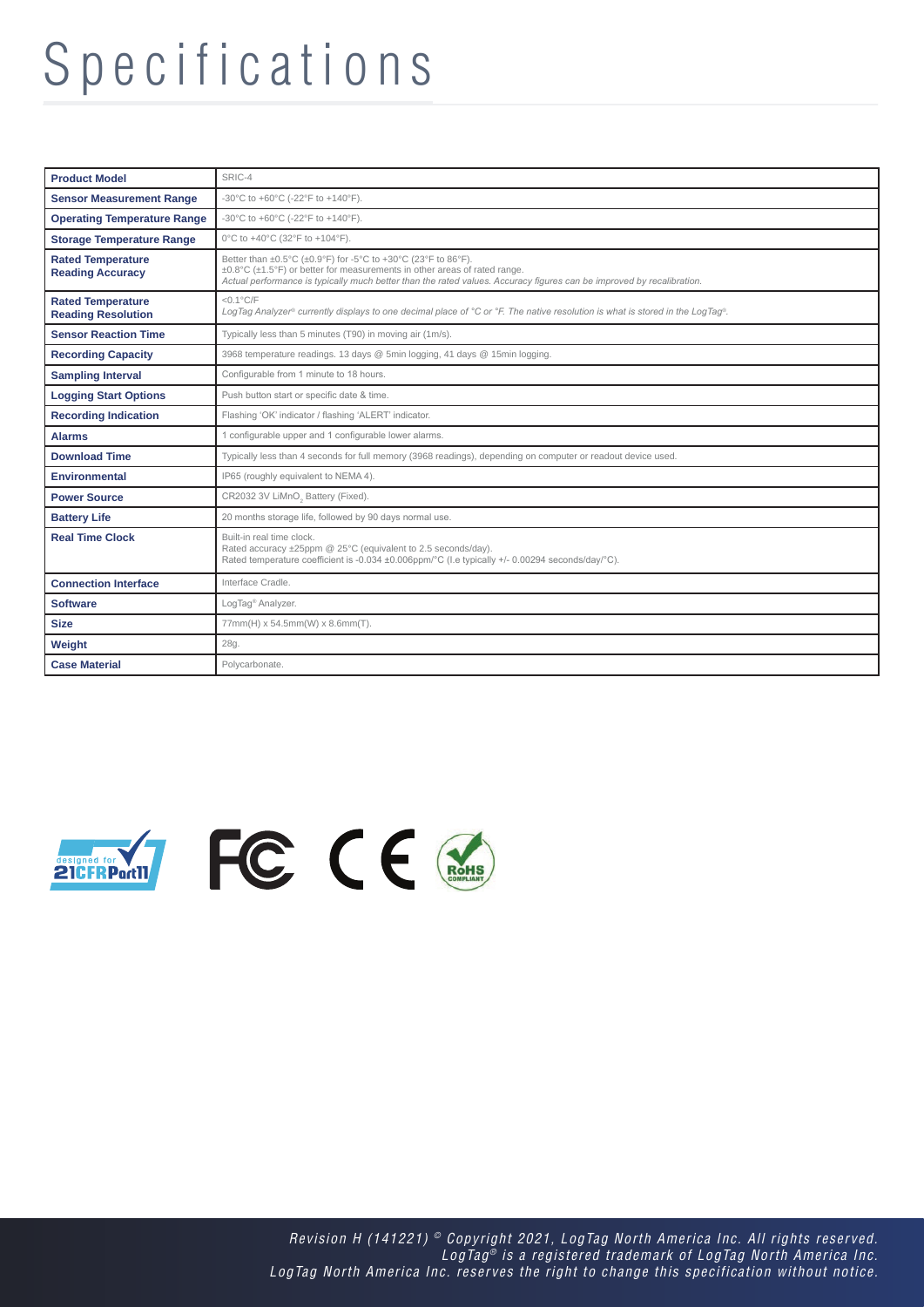# Specifications

| | |
|---|---|
| **Product Model** | SRIC-4 |
| **Sensor Measurement Range** | -30°C to +60°C (-22°F to +140°F). |
| **Operating Temperature Range** | -30°C to +60°C (-22°F to +140°F). |
| **Storage Temperature Range** | 0°C to +40°C (32°F to +104°F). |
| **Rated Temperature Reading Accuracy** | Better than ±0.5°C (±0.9°F) for -5°C to +30°C (23°F to 86°F).<br>±0.8°C (±1.5°F) or better for measurements in other areas of rated range.<br>*Actual performance is typically much better than the rated values. Accuracy figures can be improved by recalibration.* |
| **Rated Temperature Reading Resolution** | <0.1°C/F<br>*LogTag Analyzer® currently displays to one decimal place of °C or °F. The native resolution is what is stored in the LogTag®.* |
| **Sensor Reaction Time** | Typically less than 5 minutes (T90) in moving air (1m/s). |
| **Recording Capacity** | 3968 temperature readings. 13 days @ 5min logging, 41 days @ 15min logging. |
| **Sampling Interval** | Configurable from 1 minute to 18 hours. |
| **Logging Start Options** | Push button start or specific date & time. |
| **Recording Indication** | Flashing 'OK' indicator / flashing 'ALERT' indicator. |
| **Alarms** | 1 configurable upper and 1 configurable lower alarms. |
| **Download Time** | Typically less than 4 seconds for full memory (3968 readings), depending on computer or readout device used. |
| **Environmental** | IP65 (roughly equivalent to NEMA 4). |
| **Power Source** | CR2032 3V $LiMnO_2$ Battery (Fixed). |
| **Battery Life** | 20 months storage life, followed by 90 days normal use. |
| **Real Time Clock** | Built-in real time clock.<br>Rated accuracy ±25ppm @ 25°C (equivalent to 2.5 seconds/day).<br>Rated temperature coefficient is -0.034 ±0.006ppm/°C (I.e typically +/- 0.00294 seconds/day/°C). |
| **Connection Interface** | Interface Cradle. |
| **Software** | LogTag® Analyzer. |
| **Size** | 77mm(H) x 54.5mm(W) x 8.6mm(T). |
| **Weight** | 28g. |
| **Case Material** | Polycarbonate. |

designed for 21CFR Part 11 FC CE RoHS COMPLIANT

*Revision H (141221) © Copyright 2021, LogTag North America Inc. All rights reserved.*
*LogTag® is a registered trademark of LogTag North America Inc.*
*LogTag North America Inc. reserves the right to change this specification without notice.*